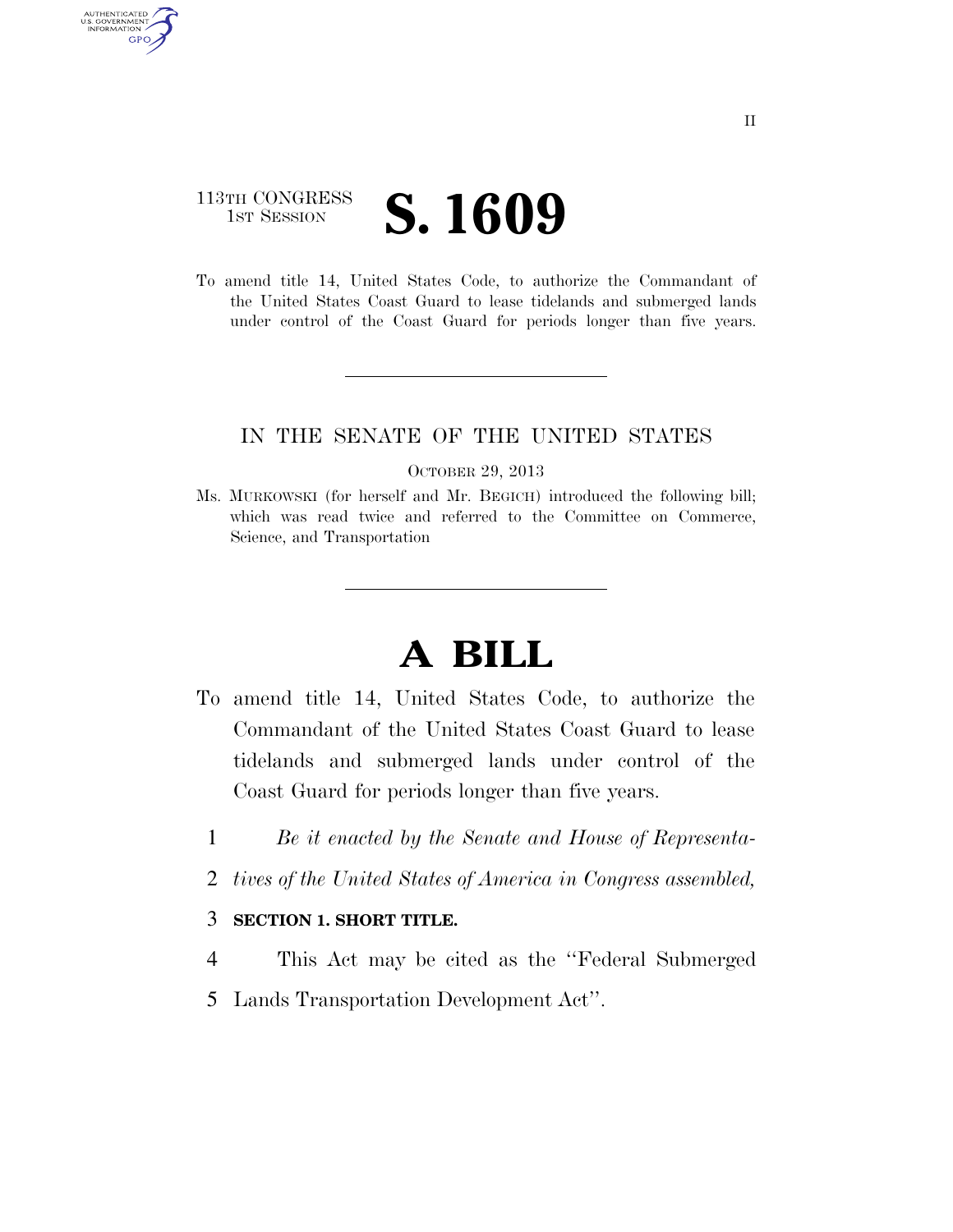113TH CONGRESS
1ST SESSION

# S. 1609

To amend title 14, United States Code, to authorize the Commandant of the United States Coast Guard to lease tidelands and submerged lands under control of the Coast Guard for periods longer than five years.

IN THE SENATE OF THE UNITED STATES

OCTOBER 29, 2013

Ms. MURKOWSKI (for herself and Mr. BEGICH) introduced the following bill; which was read twice and referred to the Committee on Commerce, Science, and Transportation

# A BILL

To amend title 14, United States Code, to authorize the Commandant of the United States Coast Guard to lease tidelands and submerged lands under control of the Coast Guard for periods longer than five years.

1 *Be it enacted by the Senate and House of Representa-*
2 *tives of the United States of America in Congress assembled,*

3 **SECTION 1. SHORT TITLE.**

4 This Act may be cited as the ''Federal Submerged
5 Lands Transportation Development Act''.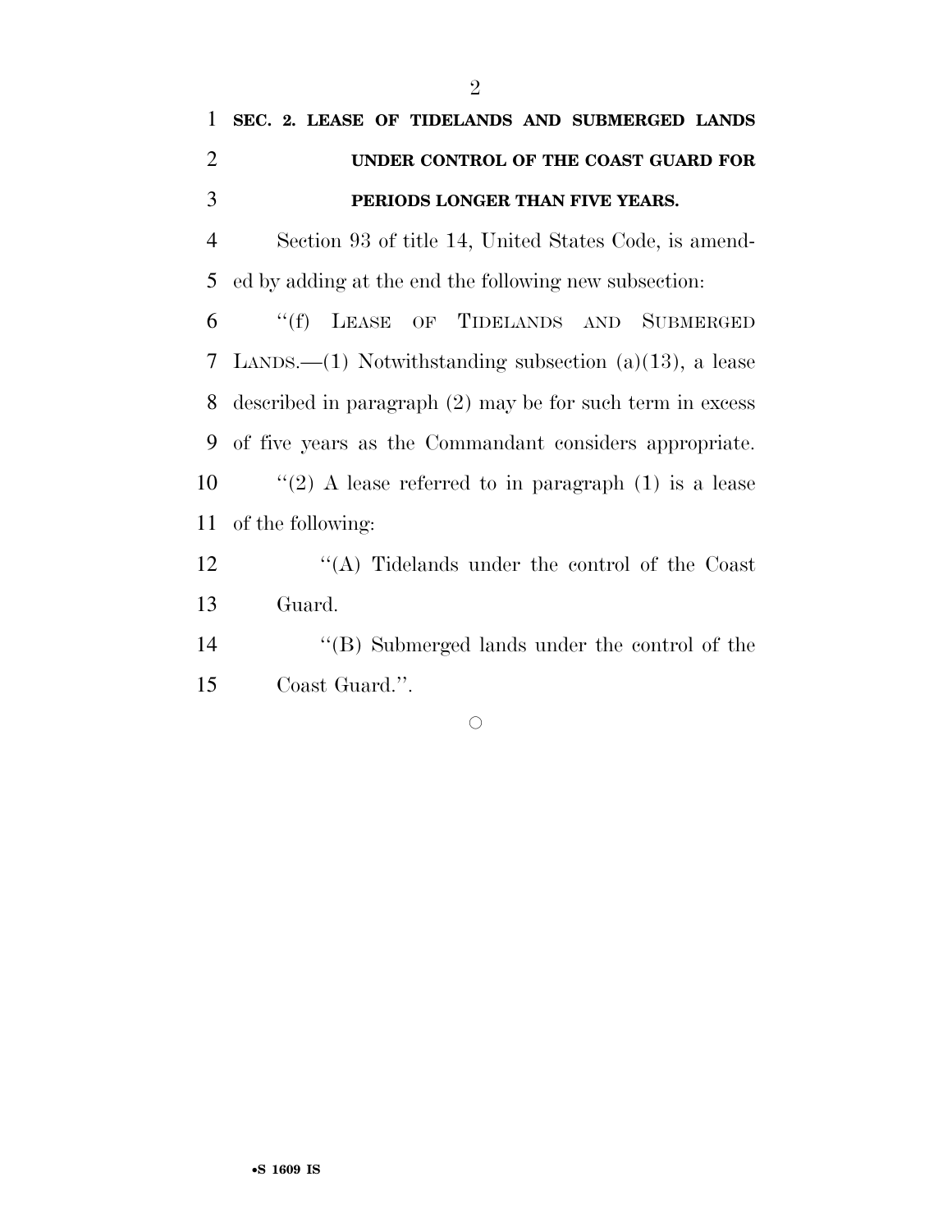## SEC. 2. LEASE OF TIDELANDS AND SUBMERGED LANDS UNDER CONTROL OF THE COAST GUARD FOR PERIODS LONGER THAN FIVE YEARS.

Section 93 of title 14, United States Code, is amended by adding at the end the following new subsection:

''(f) LEASE OF TIDELANDS AND SUBMERGED LANDS.—(1) Notwithstanding subsection (a)(13), a lease described in paragraph (2) may be for such term in excess of five years as the Commandant considers appropriate.

''(2) A lease referred to in paragraph (1) is a lease of the following:

''(A) Tidelands under the control of the Coast Guard.

''(B) Submerged lands under the control of the Coast Guard.''.

○